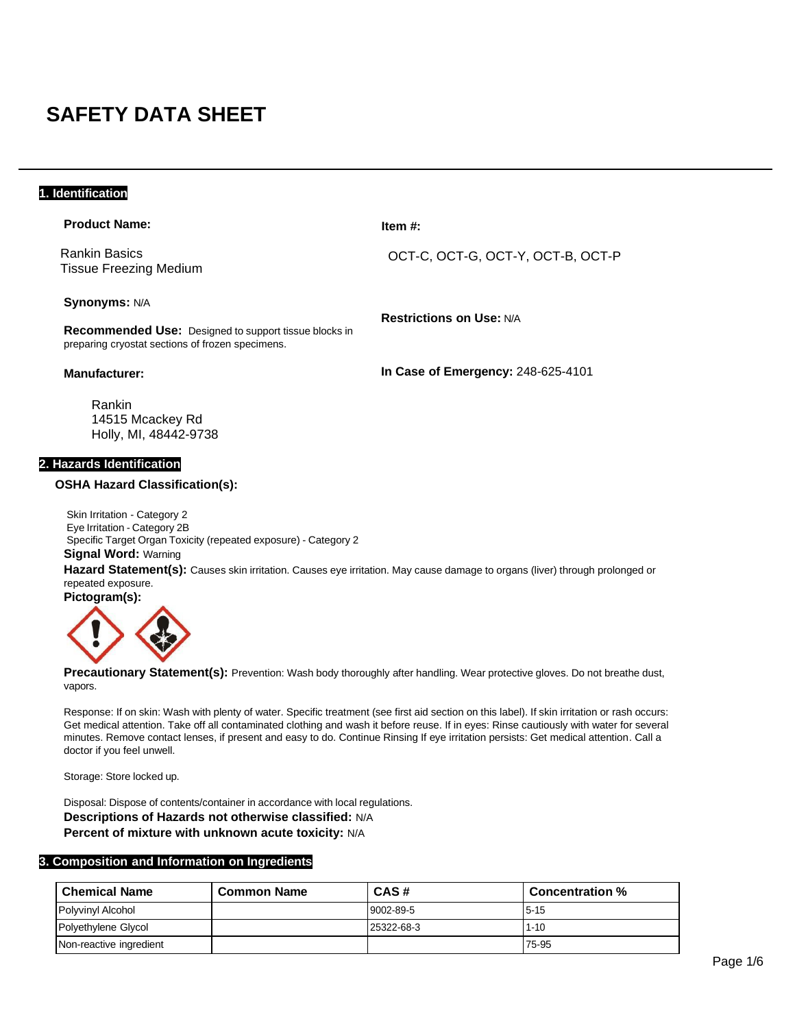# SAFETY DATA SHEET

## 1. Identification

**Product Name:**

Rankin Basics
Tissue Freezing Medium

**Item #:**

OCT-C, OCT-G, OCT-Y, OCT-B, OCT-P

**Synonyms:** N/A

**Recommended Use:** Designed to support tissue blocks in preparing cryostat sections of frozen specimens.

**Restrictions on Use:** N/A

**Manufacturer:**

Rankin
14515 Mcackey Rd
Holly, MI, 48442-9738

**In Case of Emergency:** 248-625-4101

## 2. Hazards Identification

**OSHA Hazard Classification(s):**

Skin Irritation - Category 2
Eye Irritation - Category 2B
Specific Target Organ Toxicity (repeated exposure) - Category 2

**Signal Word:** Warning

**Hazard Statement(s):** Causes skin irritation. Causes eye irritation. May cause damage to organs (liver) through prolonged or repeated exposure.

**Pictogram(s):**

**Precautionary Statement(s):** Prevention: Wash body thoroughly after handling. Wear protective gloves. Do not breathe dust, vapors.

Response: If on skin: Wash with plenty of water. Specific treatment (see first aid section on this label). If skin irritation or rash occurs: Get medical attention. Take off all contaminated clothing and wash it before reuse. If in eyes: Rinse cautiously with water for several minutes. Remove contact lenses, if present and easy to do. Continue Rinsing If eye irritation persists: Get medical attention. Call a doctor if you feel unwell.

Storage: Store locked up.

Disposal: Dispose of contents/container in accordance with local regulations.

**Descriptions of Hazards not otherwise classified:** N/A

**Percent of mixture with unknown acute toxicity:** N/A

## 3. Composition and Information on Ingredients

| Chemical Name | Common Name | CAS # | Concentration % |
|---|---|---|---|
| Polyvinyl Alcohol | | 9002-89-5 | 5-15 |
| Polyethylene Glycol | | 25322-68-3 | 1-10 |
| Non-reactive ingredient | | | 75-95 |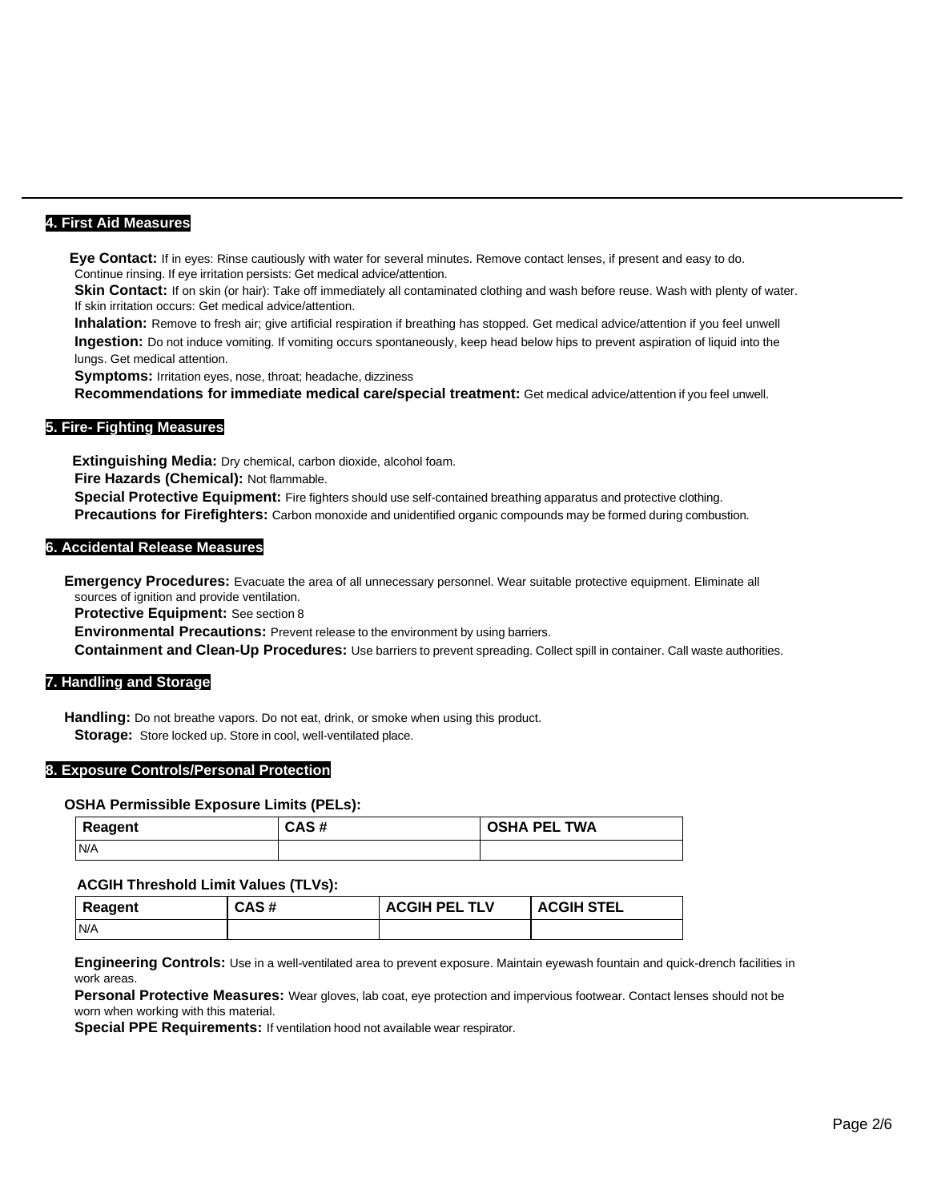## 4. First Aid Measures

**Eye Contact:** If in eyes: Rinse cautiously with water for several minutes. Remove contact lenses, if present and easy to do. Continue rinsing. If eye irritation persists: Get medical advice/attention.

**Skin Contact:** If on skin (or hair): Take off immediately all contaminated clothing and wash before reuse. Wash with plenty of water. If skin irritation occurs: Get medical advice/attention.

**Inhalation:** Remove to fresh air; give artificial respiration if breathing has stopped. Get medical advice/attention if you feel unwell

**Ingestion:** Do not induce vomiting. If vomiting occurs spontaneously, keep head below hips to prevent aspiration of liquid into the lungs. Get medical attention.

**Symptoms:** Irritation eyes, nose, throat; headache, dizziness

**Recommendations for immediate medical care/special treatment:** Get medical advice/attention if you feel unwell.

## 5. Fire- Fighting Measures

**Extinguishing Media:** Dry chemical, carbon dioxide, alcohol foam.

**Fire Hazards (Chemical):** Not flammable.

**Special Protective Equipment:** Fire fighters should use self-contained breathing apparatus and protective clothing.

**Precautions for Firefighters:** Carbon monoxide and unidentified organic compounds may be formed during combustion.

## 6. Accidental Release Measures

**Emergency Procedures:** Evacuate the area of all unnecessary personnel. Wear suitable protective equipment. Eliminate all sources of ignition and provide ventilation.

**Protective Equipment:** See section 8

**Environmental Precautions:** Prevent release to the environment by using barriers.

**Containment and Clean-Up Procedures:** Use barriers to prevent spreading. Collect spill in container. Call waste authorities.

## 7. Handling and Storage

**Handling:** Do not breathe vapors. Do not eat, drink, or smoke when using this product.

**Storage:** Store locked up. Store in cool, well-ventilated place.

## 8. Exposure Controls/Personal Protection

**OSHA Permissible Exposure Limits (PELs):**

| Reagent | CAS # | OSHA PEL TWA |
|---|---|---|
| N/A | | |

**ACGIH Threshold Limit Values (TLVs):**

| Reagent | CAS # | ACGIH PEL TLV | ACGIH STEL |
|---|---|---|---|
| N/A | | | |

**Engineering Controls:** Use in a well-ventilated area to prevent exposure. Maintain eyewash fountain and quick-drench facilities in work areas.

**Personal Protective Measures:** Wear gloves, lab coat, eye protection and impervious footwear. Contact lenses should not be worn when working with this material.

**Special PPE Requirements:** If ventilation hood not available wear respirator.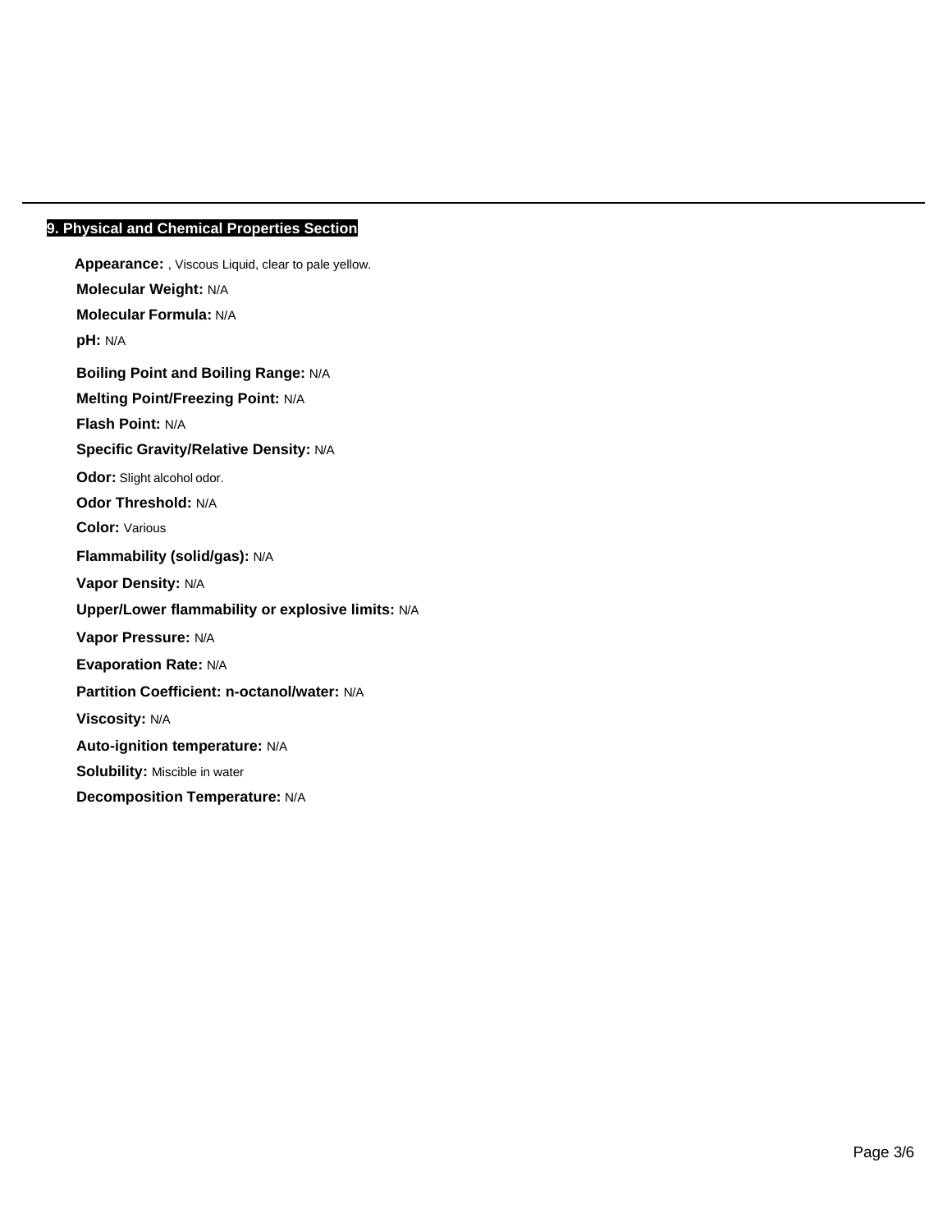## 9. Physical and Chemical Properties Section

**Appearance:** , Viscous Liquid, clear to pale yellow.

**Molecular Weight:** N/A

**Molecular Formula:** N/A

**pH:** N/A

**Boiling Point and Boiling Range:** N/A

**Melting Point/Freezing Point:** N/A

**Flash Point:** N/A

**Specific Gravity/Relative Density:** N/A

**Odor:** Slight alcohol odor.

**Odor Threshold:** N/A

**Color:** Various

**Flammability (solid/gas):** N/A

**Vapor Density:** N/A

**Upper/Lower flammability or explosive limits:** N/A

**Vapor Pressure:** N/A

**Evaporation Rate:** N/A

**Partition Coefficient: n-octanol/water:** N/A

**Viscosity:** N/A

**Auto-ignition temperature:** N/A

**Solubility:** Miscible in water

**Decomposition Temperature:** N/A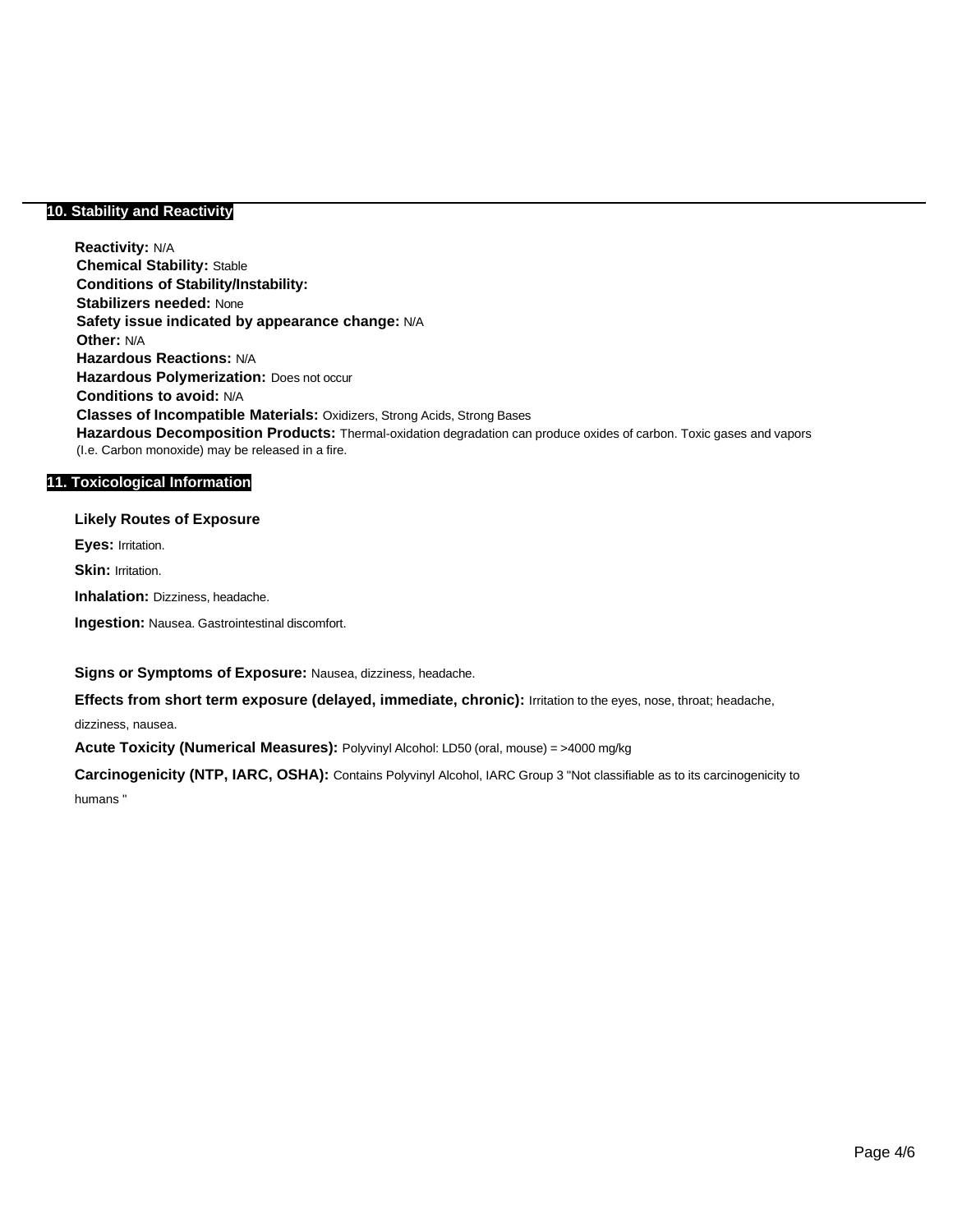## 10. Stability and Reactivity

**Reactivity:** N/A
**Chemical Stability:** Stable
**Conditions of Stability/Instability:**
**Stabilizers needed:** None
**Safety issue indicated by appearance change:** N/A
**Other:** N/A
**Hazardous Reactions:** N/A
**Hazardous Polymerization:** Does not occur
**Conditions to avoid:** N/A
**Classes of Incompatible Materials:** Oxidizers, Strong Acids, Strong Bases
**Hazardous Decomposition Products:** Thermal-oxidation degradation can produce oxides of carbon. Toxic gases and vapors (I.e. Carbon monoxide) may be released in a fire.

## 11. Toxicological Information

**Likely Routes of Exposure**

**Eyes:** Irritation.

**Skin:** Irritation.

**Inhalation:** Dizziness, headache.

**Ingestion:** Nausea. Gastrointestinal discomfort.

**Signs or Symptoms of Exposure:** Nausea, dizziness, headache.

**Effects from short term exposure (delayed, immediate, chronic):** Irritation to the eyes, nose, throat; headache, dizziness, nausea.

**Acute Toxicity (Numerical Measures):** Polyvinyl Alcohol: LD50 (oral, mouse) = >4000 mg/kg

**Carcinogenicity (NTP, IARC, OSHA):** Contains Polyvinyl Alcohol, IARC Group 3 "Not classifiable as to its carcinogenicity to humans "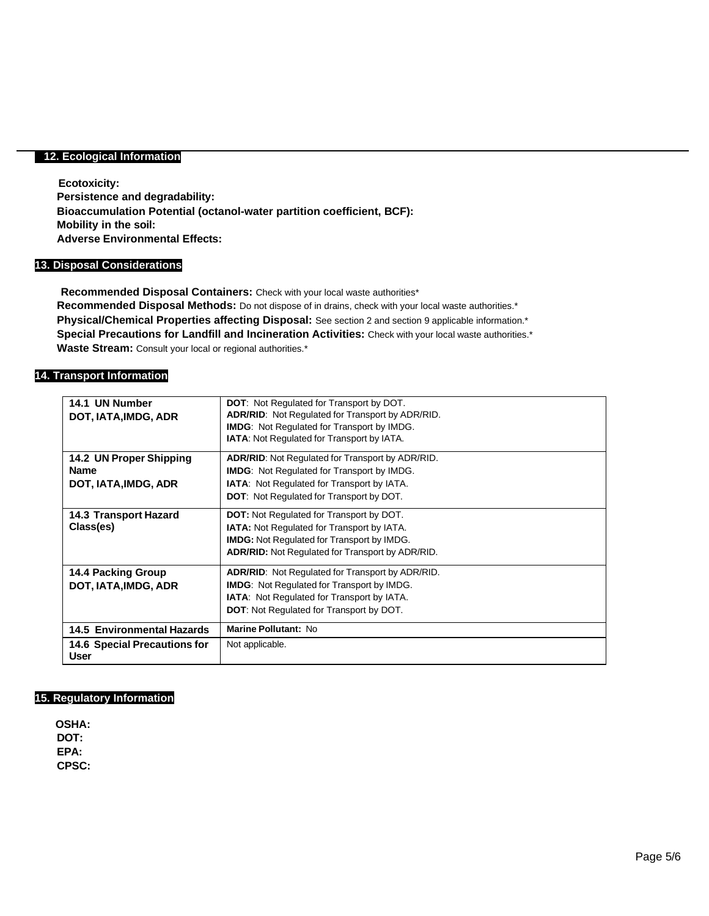## 12. Ecological Information

**Ecotoxicity:**
**Persistence and degradability:**
**Bioaccumulation Potential (octanol-water partition coefficient, BCF):**
**Mobility in the soil:**
**Adverse Environmental Effects:**

## 13. Disposal Considerations

**Recommended Disposal Containers:** Check with your local waste authorities*
**Recommended Disposal Methods:** Do not dispose of in drains, check with your local waste authorities.*
**Physical/Chemical Properties affecting Disposal:** See section 2 and section 9 applicable information.*
**Special Precautions for Landfill and Incineration Activities:** Check with your local waste authorities.*
**Waste Stream:** Consult your local or regional authorities.*

## 14. Transport Information

| | |
|---|---|
| **14.1 UN Number DOT, IATA,IMDG, ADR** | **DOT**: Not Regulated for Transport by DOT. **ADR/RID**: Not Regulated for Transport by ADR/RID. **IMDG**: Not Regulated for Transport by IMDG. **IATA**: Not Regulated for Transport by IATA. |
| **14.2 UN Proper Shipping Name DOT, IATA,IMDG, ADR** | **ADR/RID**: Not Regulated for Transport by ADR/RID. **IMDG**: Not Regulated for Transport by IMDG. **IATA**: Not Regulated for Transport by IATA. **DOT**: Not Regulated for Transport by DOT. |
| **14.3 Transport Hazard Class(es)** | **DOT:** Not Regulated for Transport by DOT. **IATA:** Not Regulated for Transport by IATA. **IMDG:** Not Regulated for Transport by IMDG. **ADR/RID:** Not Regulated for Transport by ADR/RID. |
| **14.4 Packing Group DOT, IATA,IMDG, ADR** | **ADR/RID**: Not Regulated for Transport by ADR/RID. **IMDG**: Not Regulated for Transport by IMDG. **IATA**: Not Regulated for Transport by IATA. **DOT**: Not Regulated for Transport by DOT. |
| **14.5 Environmental Hazards** | **Marine Pollutant:** No |
| **14.6 Special Precautions for User** | Not applicable. |

## 15. Regulatory Information

**OSHA:**
**DOT:**
**EPA:**
**CPSC:**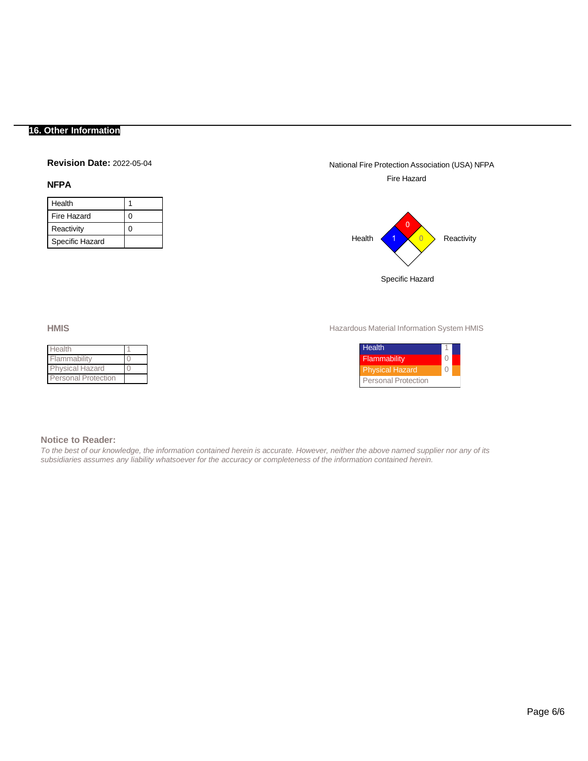## 16. Other Information

**Revision Date:** 2022-05-04

**NFPA**

| | |
|---|---|
| Health | 1 |
| Fire Hazard | 0 |
| Reactivity | 0 |
| Specific Hazard | |

National Fire Protection Association (USA) NFPA

Fire Hazard

0

Health 1 0 Reactivity

Specific Hazard

**HMIS**

| | |
|---|---|
| Health | 1 |
| Flammability | 0 |
| Physical Hazard | 0 |
| Personal Protection | |

Hazardous Material Information System HMIS

| | |
|---|---|
| Health | 1 |
| Flammability | 0 |
| Physical Hazard | 0 |
| Personal Protection | |

**Notice to Reader:**

*To the best of our knowledge, the information contained herein is accurate. However, neither the above named supplier nor any of its subsidiaries assumes any liability whatsoever for the accuracy or completeness of the information contained herein.*